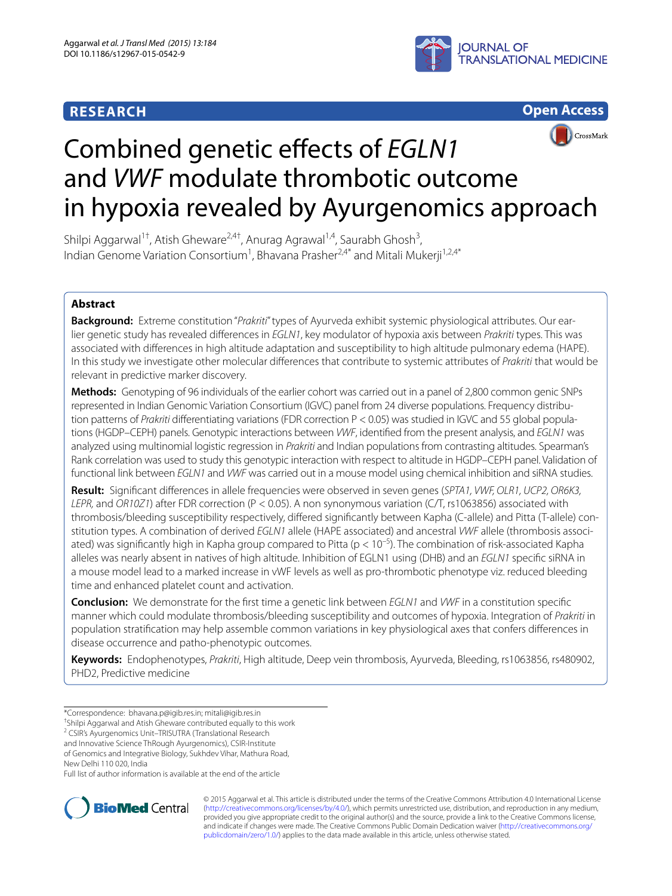**RESEARCH** **Open Access**

# Combined genetic effects of *EGLN1* and *VWF* modulate thrombotic outcome in hypoxia revealed by Ayurgenomics approach

Shilpi Aggarwal[1†], Atish Gheware[2,4†], Anurag Agrawal[1,4], Saurabh Ghosh[3], Indian Genome Variation Consortium[1], Bhavana Prasher[2,4*] and Mitali Mukerji[1,2,4*]

## Abstract

**Background:** Extreme constitution "*Prakriti*" types of Ayurveda exhibit systemic physiological attributes. Our earlier genetic study has revealed differences in *EGLN1*, key modulator of hypoxia axis between *Prakriti* types. This was associated with differences in high altitude adaptation and susceptibility to high altitude pulmonary edema (HAPE). In this study we investigate other molecular differences that contribute to systemic attributes of *Prakriti* that would be relevant in predictive marker discovery.

**Methods:** Genotyping of 96 individuals of the earlier cohort was carried out in a panel of 2,800 common genic SNPs represented in Indian Genomic Variation Consortium (IGVC) panel from 24 diverse populations. Frequency distribution patterns of *Prakriti* differentiating variations (FDR correction $P < 0.05$) was studied in IGVC and 55 global populations (HGDP–CEPH) panels. Genotypic interactions between *VWF*, identified from the present analysis, and *EGLN1* was analyzed using multinomial logistic regression in *Prakriti* and Indian populations from contrasting altitudes. Spearman's Rank correlation was used to study this genotypic interaction with respect to altitude in HGDP–CEPH panel. Validation of functional link between *EGLN1* and *VWF* was carried out in a mouse model using chemical inhibition and siRNA studies.

**Result:** Significant differences in allele frequencies were observed in seven genes (*SPTA1, VWF, OLR1, UCP2, OR6K3, LEPR,* and *OR10Z1*) after FDR correction ($P < 0.05$). A non synonymous variation (C/T, rs1063856) associated with thrombosis/bleeding susceptibility respectively, differed significantly between Kapha (C-allele) and Pitta (T-allele) constitution types. A combination of derived *EGLN1* allele (HAPE associated) and ancestral *VWF* allele (thrombosis associated) was significantly high in Kapha group compared to Pitta ($p < 10^{-5}$). The combination of risk-associated Kapha alleles was nearly absent in natives of high altitude. Inhibition of EGLN1 using (DHB) and an *EGLN1* specific siRNA in a mouse model lead to a marked increase in vWF levels as well as pro-thrombotic phenotype viz. reduced bleeding time and enhanced platelet count and activation.

**Conclusion:** We demonstrate for the first time a genetic link between *EGLN1* and *VWF* in a constitution specific manner which could modulate thrombosis/bleeding susceptibility and outcomes of hypoxia. Integration of *Prakriti* in population stratification may help assemble common variations in key physiological axes that confers differences in disease occurrence and patho-phenotypic outcomes.

**Keywords:** Endophenotypes, *Prakriti*, High altitude, Deep vein thrombosis, Ayurveda, Bleeding, rs1063856, rs480902, PHD2, Predictive medicine

*Correspondence: bhavana.p@igib.res.in; mitali@igib.res.in
†Shilpi Aggarwal and Atish Gheware contributed equally to this work
[2] CSIR's Ayurgenomics Unit–TRISUTRA (Translational Research and Innovative Science ThRough Ayurgenomics), CSIR-Institute of Genomics and Integrative Biology, Sukhdev Vihar, Mathura Road, New Delhi 110 020, India
Full list of author information is available at the end of the article

© 2015 Aggarwal et al. This article is distributed under the terms of the Creative Commons Attribution 4.0 International License (http://creativecommons.org/licenses/by/4.0/), which permits unrestricted use, distribution, and reproduction in any medium, provided you give appropriate credit to the original author(s) and the source, provide a link to the Creative Commons license, and indicate if changes were made. The Creative Commons Public Domain Dedication waiver (http://creativecommons.org/publicdomain/zero/1.0/) applies to the data made available in this article, unless otherwise stated.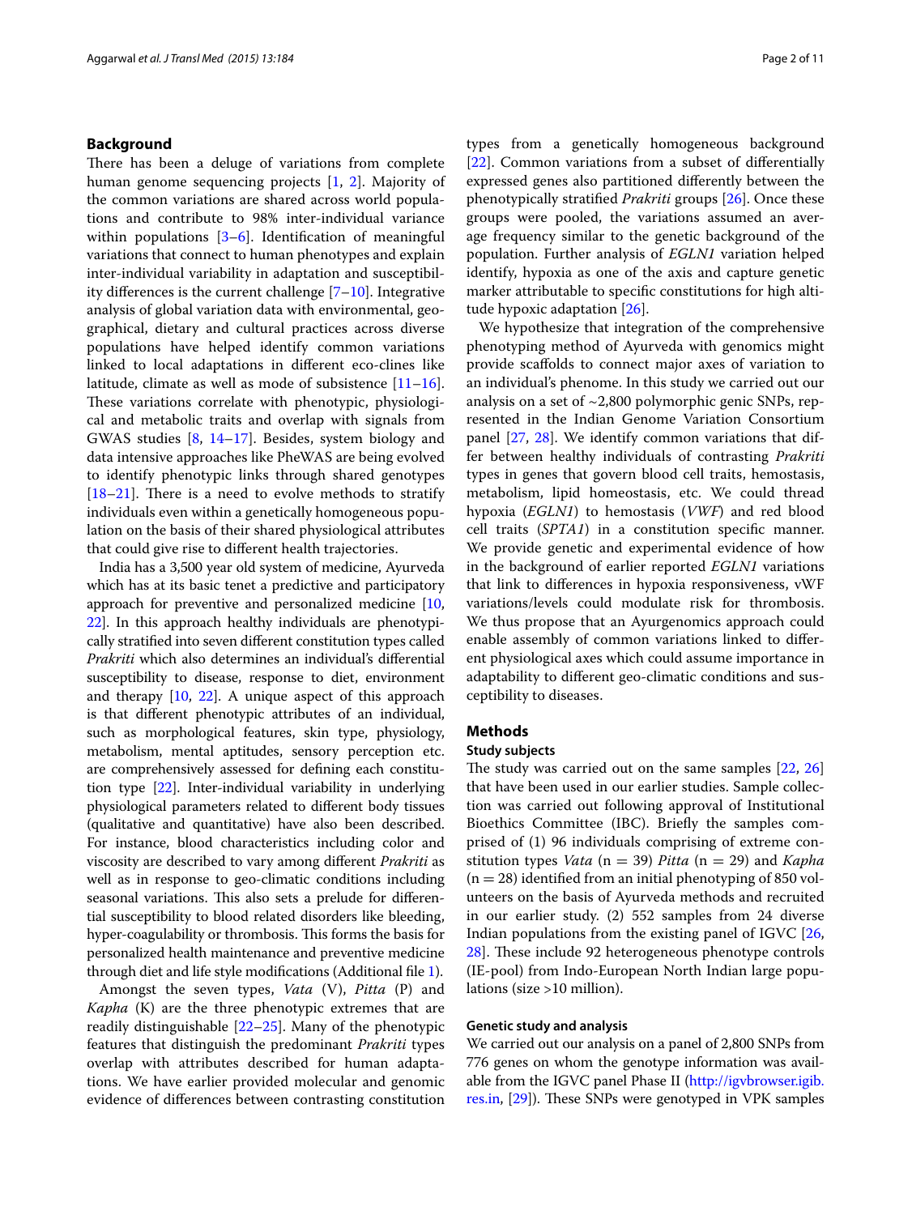## Background

There has been a deluge of variations from complete human genome sequencing projects [1, 2]. Majority of the common variations are shared across world populations and contribute to 98% inter-individual variance within populations [3–6]. Identification of meaningful variations that connect to human phenotypes and explain inter-individual variability in adaptation and susceptibility differences is the current challenge [7–10]. Integrative analysis of global variation data with environmental, geographical, dietary and cultural practices across diverse populations have helped identify common variations linked to local adaptations in different eco-clines like latitude, climate as well as mode of subsistence [11–16]. These variations correlate with phenotypic, physiological and metabolic traits and overlap with signals from GWAS studies [8, 14–17]. Besides, system biology and data intensive approaches like PheWAS are being evolved to identify phenotypic links through shared genotypes [18–21]. There is a need to evolve methods to stratify individuals even within a genetically homogeneous population on the basis of their shared physiological attributes that could give rise to different health trajectories.

India has a 3,500 year old system of medicine, Ayurveda which has at its basic tenet a predictive and participatory approach for preventive and personalized medicine [10, 22]. In this approach healthy individuals are phenotypically stratified into seven different constitution types called *Prakriti* which also determines an individual's differential susceptibility to disease, response to diet, environment and therapy [10, 22]. A unique aspect of this approach is that different phenotypic attributes of an individual, such as morphological features, skin type, physiology, metabolism, mental aptitudes, sensory perception etc. are comprehensively assessed for defining each constitution type [22]. Inter-individual variability in underlying physiological parameters related to different body tissues (qualitative and quantitative) have also been described. For instance, blood characteristics including color and viscosity are described to vary among different *Prakriti* as well as in response to geo-climatic conditions including seasonal variations. This also sets a prelude for differential susceptibility to blood related disorders like bleeding, hyper-coagulability or thrombosis. This forms the basis for personalized health maintenance and preventive medicine through diet and life style modifications (Additional file 1).

Amongst the seven types, *Vata* (V), *Pitta* (P) and *Kapha* (K) are the three phenotypic extremes that are readily distinguishable [22–25]. Many of the phenotypic features that distinguish the predominant *Prakriti* types overlap with attributes described for human adaptations. We have earlier provided molecular and genomic evidence of differences between contrasting constitution types from a genetically homogeneous background [22]. Common variations from a subset of differentially expressed genes also partitioned differently between the phenotypically stratified *Prakriti* groups [26]. Once these groups were pooled, the variations assumed an average frequency similar to the genetic background of the population. Further analysis of *EGLN1* variation helped identify, hypoxia as one of the axis and capture genetic marker attributable to specific constitutions for high altitude hypoxic adaptation [26].

We hypothesize that integration of the comprehensive phenotyping method of Ayurveda with genomics might provide scaffolds to connect major axes of variation to an individual's phenome. In this study we carried out our analysis on a set of ~2,800 polymorphic genic SNPs, represented in the Indian Genome Variation Consortium panel [27, 28]. We identify common variations that differ between healthy individuals of contrasting *Prakriti* types in genes that govern blood cell traits, hemostasis, metabolism, lipid homeostasis, etc. We could thread hypoxia (*EGLN1*) to hemostasis (*VWF*) and red blood cell traits (*SPTA1*) in a constitution specific manner. We provide genetic and experimental evidence of how in the background of earlier reported *EGLN1* variations that link to differences in hypoxia responsiveness, vWF variations/levels could modulate risk for thrombosis. We thus propose that an Ayurgenomics approach could enable assembly of common variations linked to different physiological axes which could assume importance in adaptability to different geo-climatic conditions and susceptibility to diseases.

## Methods

### Study subjects

The study was carried out on the same samples [22, 26] that have been used in our earlier studies. Sample collection was carried out following approval of Institutional Bioethics Committee (IBC). Briefly the samples comprised of (1) 96 individuals comprising of extreme constitution types *Vata* (n = 39) *Pitta* (n = 29) and *Kapha* (n = 28) identified from an initial phenotyping of 850 volunteers on the basis of Ayurveda methods and recruited in our earlier study. (2) 552 samples from 24 diverse Indian populations from the existing panel of IGVC [26, 28]. These include 92 heterogeneous phenotype controls (IE-pool) from Indo-European North Indian large populations (size >10 million).

### Genetic study and analysis

We carried out our analysis on a panel of 2,800 SNPs from 776 genes on whom the genotype information was available from the IGVC panel Phase II (http://igvbrowser.igib.res.in, [29]). These SNPs were genotyped in VPK samples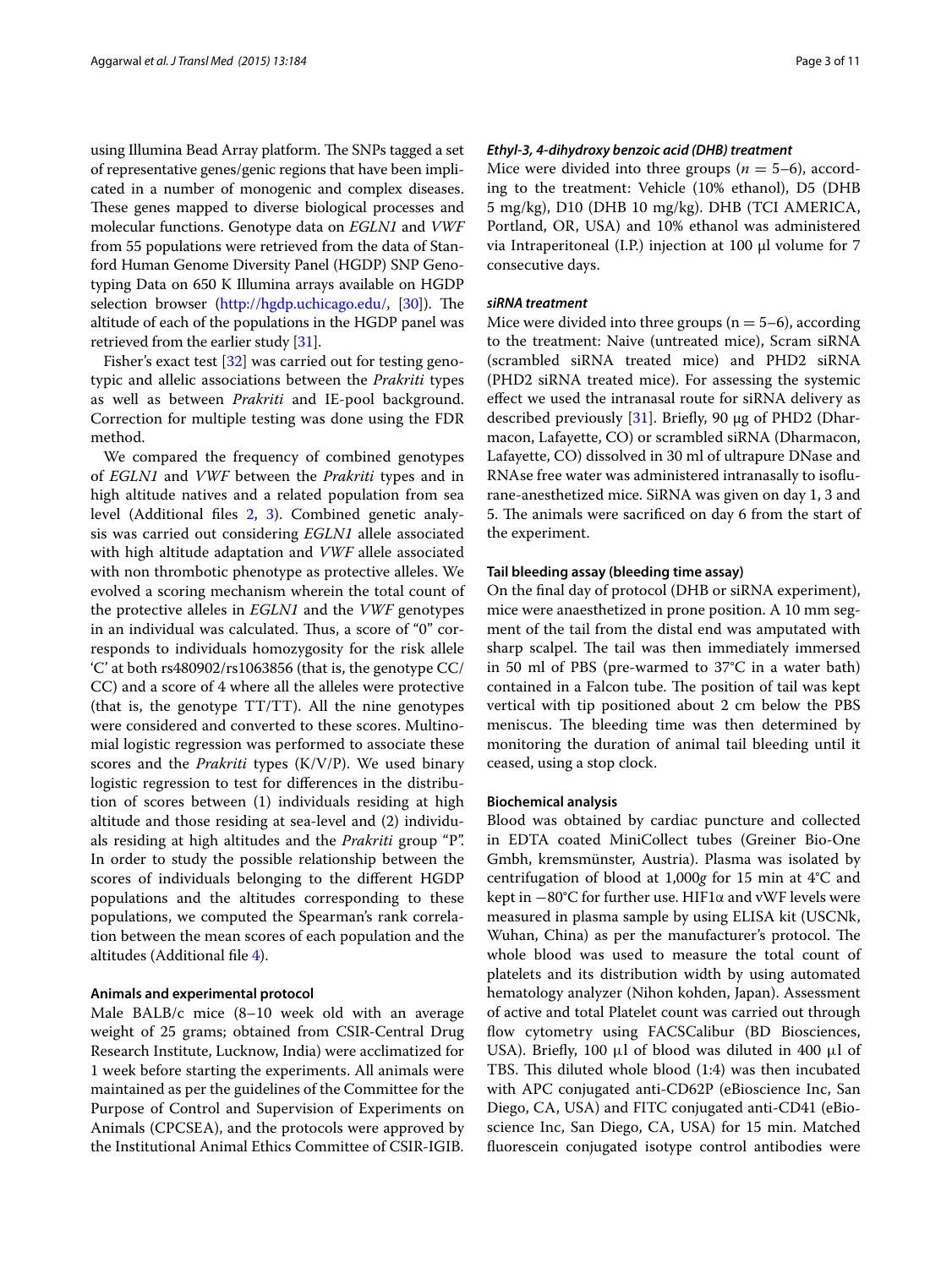using Illumina Bead Array platform. The SNPs tagged a set of representative genes/genic regions that have been implicated in a number of monogenic and complex diseases. These genes mapped to diverse biological processes and molecular functions. Genotype data on *EGLN1* and *VWF* from 55 populations were retrieved from the data of Stanford Human Genome Diversity Panel (HGDP) SNP Genotyping Data on 650 K Illumina arrays available on HGDP selection browser (http://hgdp.uchicago.edu/, [30]). The altitude of each of the populations in the HGDP panel was retrieved from the earlier study [31].

Fisher's exact test [32] was carried out for testing genotypic and allelic associations between the *Prakriti* types as well as between *Prakriti* and IE-pool background. Correction for multiple testing was done using the FDR method.

We compared the frequency of combined genotypes of *EGLN1* and *VWF* between the *Prakriti* types and in high altitude natives and a related population from sea level (Additional files 2, 3). Combined genetic analysis was carried out considering *EGLN1* allele associated with high altitude adaptation and *VWF* allele associated with non thrombotic phenotype as protective alleles. We evolved a scoring mechanism wherein the total count of the protective alleles in *EGLN1* and the *VWF* genotypes in an individual was calculated. Thus, a score of "0" corresponds to individuals homozygosity for the risk allele 'C' at both rs480902/rs1063856 (that is, the genotype CC/CC) and a score of 4 where all the alleles were protective (that is, the genotype TT/TT). All the nine genotypes were considered and converted to these scores. Multinomial logistic regression was performed to associate these scores and the *Prakriti* types (K/V/P). We used binary logistic regression to test for differences in the distribution of scores between (1) individuals residing at high altitude and those residing at sea-level and (2) individuals residing at high altitudes and the *Prakriti* group "P". In order to study the possible relationship between the scores of individuals belonging to the different HGDP populations and the altitudes corresponding to these populations, we computed the Spearman's rank correlation between the mean scores of each population and the altitudes (Additional file 4).

#### Animals and experimental protocol

Male BALB/c mice (8–10 week old with an average weight of 25 grams; obtained from CSIR-Central Drug Research Institute, Lucknow, India) were acclimatized for 1 week before starting the experiments. All animals were maintained as per the guidelines of the Committee for the Purpose of Control and Supervision of Experiments on Animals (CPCSEA), and the protocols were approved by the Institutional Animal Ethics Committee of CSIR-IGIB.

#### *Ethyl-3, 4-dihydroxy benzoic acid (DHB) treatment*

Mice were divided into three groups ($n = 5$–6), according to the treatment: Vehicle (10% ethanol), D5 (DHB 5 mg/kg), D10 (DHB 10 mg/kg). DHB (TCI AMERICA, Portland, OR, USA) and 10% ethanol was administered via Intraperitoneal (I.P.) injection at 100 μl volume for 7 consecutive days.

#### *siRNA treatment*

Mice were divided into three groups (n = 5–6), according to the treatment: Naive (untreated mice), Scram siRNA (scrambled siRNA treated mice) and PHD2 siRNA (PHD2 siRNA treated mice). For assessing the systemic effect we used the intranasal route for siRNA delivery as described previously [31]. Briefly, 90 μg of PHD2 (Dharmacon, Lafayette, CO) or scrambled siRNA (Dharmacon, Lafayette, CO) dissolved in 30 ml of ultrapure DNase and RNAse free water was administered intranasally to isoflurane-anesthetized mice. SiRNA was given on day 1, 3 and 5. The animals were sacrificed on day 6 from the start of the experiment.

#### Tail bleeding assay (bleeding time assay)

On the final day of protocol (DHB or siRNA experiment), mice were anaesthetized in prone position. A 10 mm segment of the tail from the distal end was amputated with sharp scalpel. The tail was then immediately immersed in 50 ml of PBS (pre-warmed to 37°C in a water bath) contained in a Falcon tube. The position of tail was kept vertical with tip positioned about 2 cm below the PBS meniscus. The bleeding time was then determined by monitoring the duration of animal tail bleeding until it ceased, using a stop clock.

#### Biochemical analysis

Blood was obtained by cardiac puncture and collected in EDTA coated MiniCollect tubes (Greiner Bio-One Gmbh, kremsmünster, Austria). Plasma was isolated by centrifugation of blood at 1,000*g* for 15 min at 4°C and kept in −80°C for further use. HIF1α and vWF levels were measured in plasma sample by using ELISA kit (USCNk, Wuhan, China) as per the manufacturer's protocol. The whole blood was used to measure the total count of platelets and its distribution width by using automated hematology analyzer (Nihon kohden, Japan). Assessment of active and total Platelet count was carried out through flow cytometry using FACSCalibur (BD Biosciences, USA). Briefly, 100 μl of blood was diluted in 400 μl of TBS. This diluted whole blood (1:4) was then incubated with APC conjugated anti-CD62P (eBioscience Inc, San Diego, CA, USA) and FITC conjugated anti-CD41 (eBioscience Inc, San Diego, CA, USA) for 15 min. Matched fluorescein conjugated isotype control antibodies were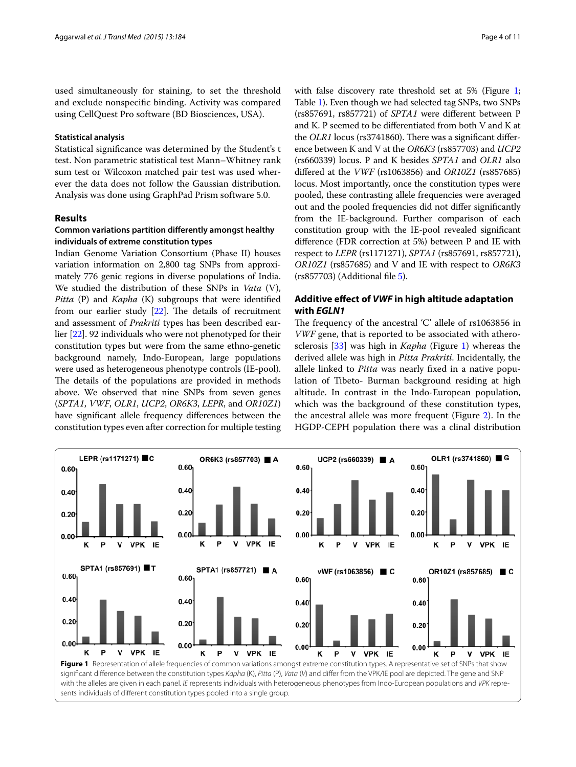used simultaneously for staining, to set the threshold and exclude nonspecific binding. Activity was compared using CellQuest Pro software (BD Biosciences, USA).

#### Statistical analysis

Statistical significance was determined by the Student's t test. Non parametric statistical test Mann–Whitney rank sum test or Wilcoxon matched pair test was used wherever the data does not follow the Gaussian distribution. Analysis was done using GraphPad Prism software 5.0.

## Results

### Common variations partition differently amongst healthy individuals of extreme constitution types

Indian Genome Variation Consortium (Phase II) houses variation information on 2,800 tag SNPs from approximately 776 genic regions in diverse populations of India. We studied the distribution of these SNPs in *Vata* (V), *Pitta* (P) and *Kapha* (K) subgroups that were identified from our earlier study [22]. The details of recruitment and assessment of *Prakriti* types has been described earlier [22]. 92 individuals who were not phenotyped for their constitution types but were from the same ethno-genetic background namely, Indo-European, large populations were used as heterogeneous phenotype controls (IE-pool). The details of the populations are provided in methods above. We observed that nine SNPs from seven genes (*SPTA1*, *VWF*, *OLR1*, *UCP2*, *OR6K3*, *LEPR*, and *OR10Z1*) have significant allele frequency differences between the constitution types even after correction for multiple testing with false discovery rate threshold set at 5% (Figure 1; Table 1). Even though we had selected tag SNPs, two SNPs (rs857691, rs857721) of *SPTA1* were different between P and K. P seemed to be differentiated from both V and K at the *OLR1* locus (rs3741860). There was a significant difference between K and V at the *OR6K3* (rs857703) and *UCP2* (rs660339) locus. P and K besides *SPTA1* and *OLR1* also differed at the *VWF* (rs1063856) and *OR10Z1* (rs857685) locus. Most importantly, once the constitution types were pooled, these contrasting allele frequencies were averaged out and the pooled frequencies did not differ significantly from the IE-background. Further comparison of each constitution group with the IE-pool revealed significant difference (FDR correction at 5%) between P and IE with respect to *LEPR* (rs1171271), *SPTA1* (rs857691, rs857721), *OR10Z1* (rs857685) and V and IE with respect to *OR6K3* (rs857703) (Additional file 5).

### Additive effect of *VWF* in high altitude adaptation with *EGLN1*

The frequency of the ancestral 'C' allele of rs1063856 in *VWF* gene, that is reported to be associated with atherosclerosis [33] was high in *Kapha* (Figure 1) whereas the derived allele was high in *Pitta Prakriti*. Incidentally, the allele linked to *Pitta* was nearly fixed in a native population of Tibeto- Burman background residing at high altitude. In contrast in the Indo-European population, which was the background of these constitution types, the ancestral allele was more frequent (Figure 2). In the HGDP-CEPH population there was a clinal distribution

**Figure 1** Representation of allele frequencies of common variations amongst extreme constitution types. A representative set of SNPs that show significant difference between the constitution types *Kapha* (K), *Pitta* (P), *Vata* (*V*) and differ from the VPK/IE pool are depicted. The gene and SNP with the alleles are given in each panel. *IE* represents individuals with heterogeneous phenotypes from Indo-European populations and *VPK* represents individuals of different constitution types pooled into a single group.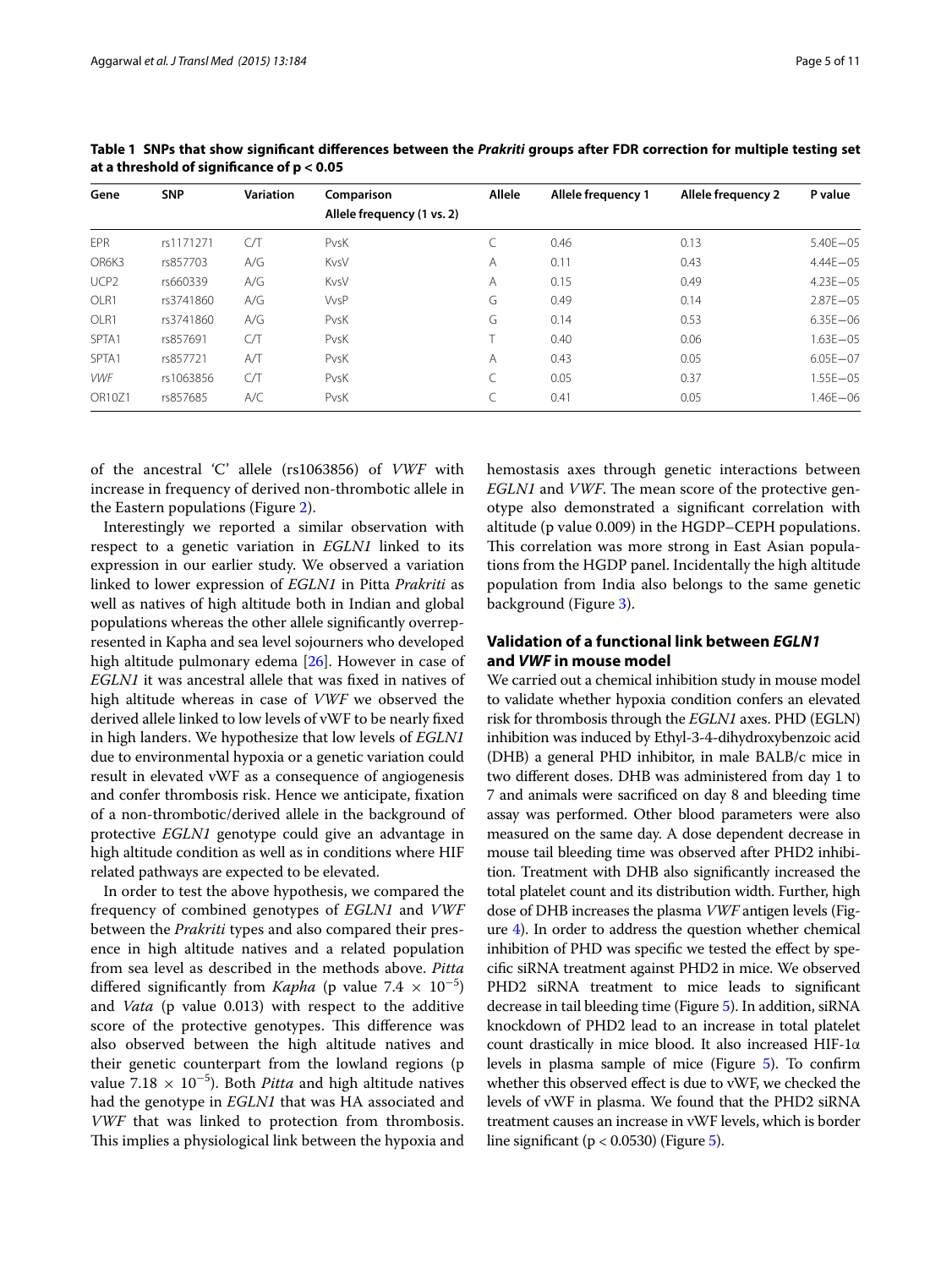**Table 1 SNPs that show significant differences between the *Prakriti* groups after FDR correction for multiple testing set at a threshold of significance of p < 0.05**

| Gene | SNP | Variation | Comparison<br>Allele frequency (1 vs. 2) | Allele | Allele frequency 1 | Allele frequency 2 | P value |
|---|---|---|---|---|---|---|---|
| EPR | rs1171271 | C/T | PvsK | C | 0.46 | 0.13 | 5.40E−05 |
| OR6K3 | rs857703 | A/G | KvsV | A | 0.11 | 0.43 | 4.44E−05 |
| UCP2 | rs660339 | A/G | KvsV | A | 0.15 | 0.49 | 4.23E−05 |
| OLR1 | rs3741860 | A/G | VvsP | G | 0.49 | 0.14 | 2.87E−05 |
| OLR1 | rs3741860 | A/G | PvsK | G | 0.14 | 0.53 | 6.35E−06 |
| SPTA1 | rs857691 | C/T | PvsK | T | 0.40 | 0.06 | 1.63E−05 |
| SPTA1 | rs857721 | A/T | PvsK | A | 0.43 | 0.05 | 6.05E−07 |
| *VWF* | rs1063856 | C/T | PvsK | C | 0.05 | 0.37 | 1.55E−05 |
| OR10Z1 | rs857685 | A/C | PvsK | C | 0.41 | 0.05 | 1.46E−06 |

of the ancestral 'C' allele (rs1063856) of *VWF* with increase in frequency of derived non-thrombotic allele in the Eastern populations (Figure 2).

Interestingly we reported a similar observation with respect to a genetic variation in *EGLN1* linked to its expression in our earlier study. We observed a variation linked to lower expression of *EGLN1* in Pitta *Prakriti* as well as natives of high altitude both in Indian and global populations whereas the other allele significantly overrepresented in Kapha and sea level sojourners who developed high altitude pulmonary edema [26]. However in case of *EGLN1* it was ancestral allele that was fixed in natives of high altitude whereas in case of *VWF* we observed the derived allele linked to low levels of vWF to be nearly fixed in high landers. We hypothesize that low levels of *EGLN1* due to environmental hypoxia or a genetic variation could result in elevated vWF as a consequence of angiogenesis and confer thrombosis risk. Hence we anticipate, fixation of a non-thrombotic/derived allele in the background of protective *EGLN1* genotype could give an advantage in high altitude condition as well as in conditions where HIF related pathways are expected to be elevated.

In order to test the above hypothesis, we compared the frequency of combined genotypes of *EGLN1* and *VWF* between the *Prakriti* types and also compared their presence in high altitude natives and a related population from sea level as described in the methods above. *Pitta* differed significantly from *Kapha* (p value $7.4 \times 10^{-5}$) and *Vata* (p value 0.013) with respect to the additive score of the protective genotypes. This difference was also observed between the high altitude natives and their genetic counterpart from the lowland regions (p value $7.18 \times 10^{-5}$). Both *Pitta* and high altitude natives had the genotype in *EGLN1* that was HA associated and *VWF* that was linked to protection from thrombosis. This implies a physiological link between the hypoxia and hemostasis axes through genetic interactions between *EGLN1* and *VWF*. The mean score of the protective genotype also demonstrated a significant correlation with altitude (p value 0.009) in the HGDP–CEPH populations. This correlation was more strong in East Asian populations from the HGDP panel. Incidentally the high altitude population from India also belongs to the same genetic background (Figure 3).

## Validation of a functional link between *EGLN1* and *VWF* in mouse model

We carried out a chemical inhibition study in mouse model to validate whether hypoxia condition confers an elevated risk for thrombosis through the *EGLN1* axes. PHD (EGLN) inhibition was induced by Ethyl-3-4-dihydroxybenzoic acid (DHB) a general PHD inhibitor, in male BALB/c mice in two different doses. DHB was administered from day 1 to 7 and animals were sacrificed on day 8 and bleeding time assay was performed. Other blood parameters were also measured on the same day. A dose dependent decrease in mouse tail bleeding time was observed after PHD2 inhibition. Treatment with DHB also significantly increased the total platelet count and its distribution width. Further, high dose of DHB increases the plasma *VWF* antigen levels (Figure 4). In order to address the question whether chemical inhibition of PHD was specific we tested the effect by specific siRNA treatment against PHD2 in mice. We observed PHD2 siRNA treatment to mice leads to significant decrease in tail bleeding time (Figure 5). In addition, siRNA knockdown of PHD2 lead to an increase in total platelet count drastically in mice blood. It also increased HIF-1α levels in plasma sample of mice (Figure 5). To confirm whether this observed effect is due to vWF, we checked the levels of vWF in plasma. We found that the PHD2 siRNA treatment causes an increase in vWF levels, which is border line significant (p < 0.0530) (Figure 5).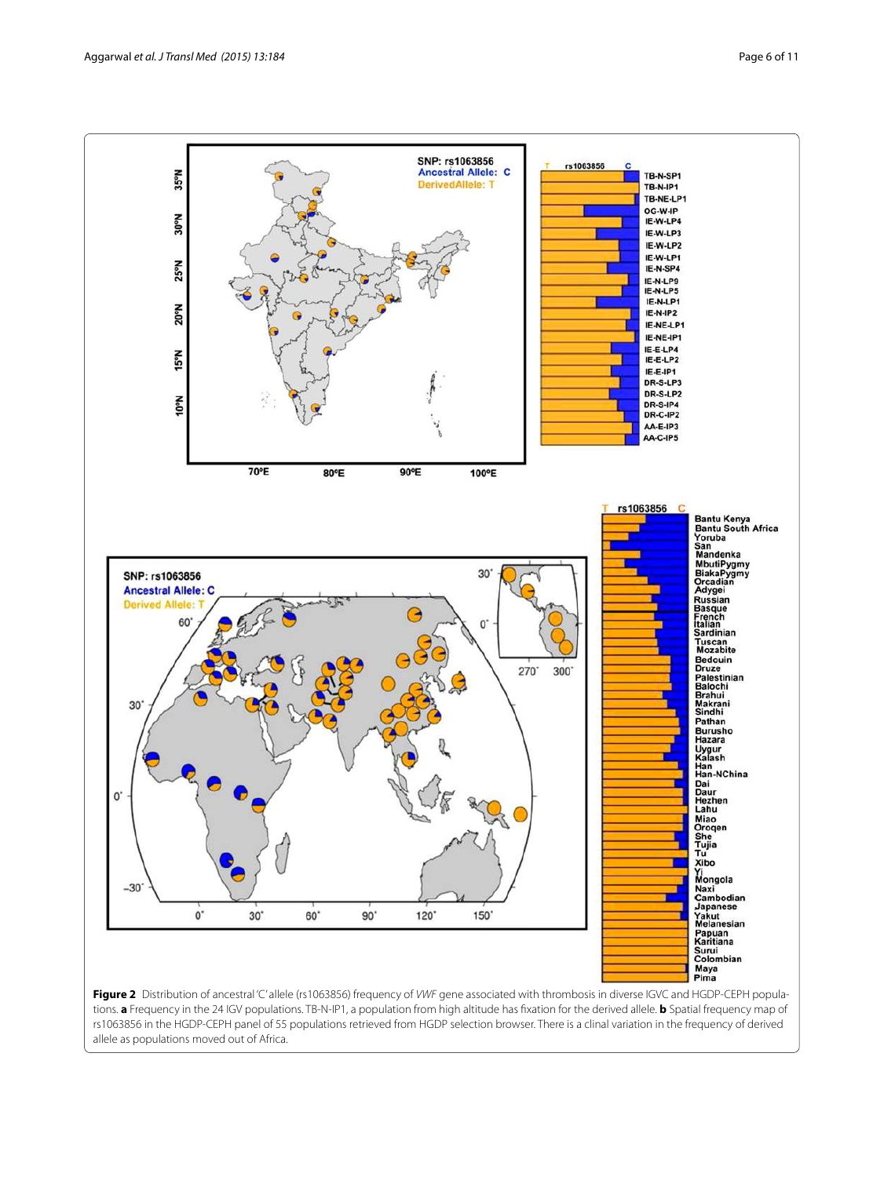**Figure 2** Distribution of ancestral 'C' allele (rs1063856) frequency of *VWF* gene associated with thrombosis in diverse IGVC and HGDP-CEPH populations. **a** Frequency in the 24 IGV populations. TB-N-IP1, a population from high altitude has fixation for the derived allele. **b** Spatial frequency map of rs1063856 in the HGDP-CEPH panel of 55 populations retrieved from HGDP selection browser. There is a clinal variation in the frequency of derived allele as populations moved out of Africa.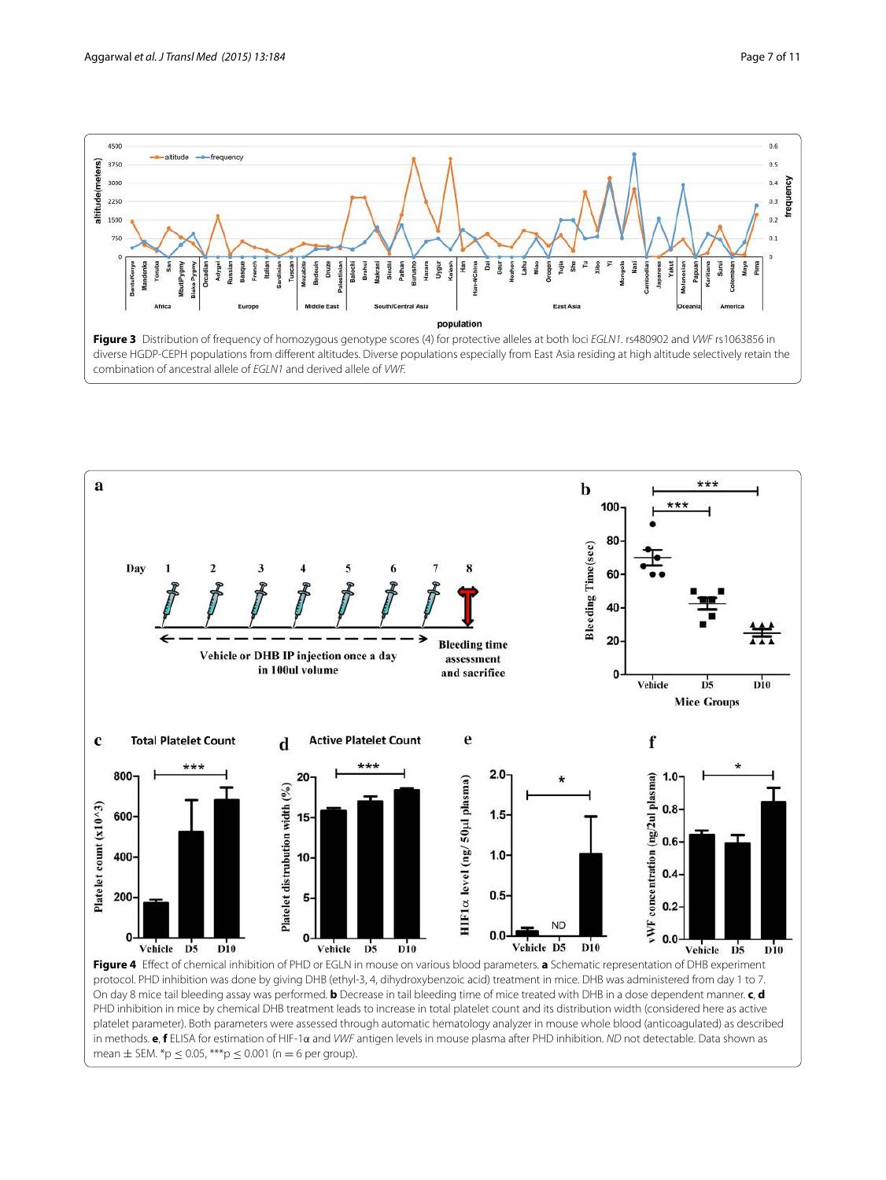**Figure 3** Distribution of frequency of homozygous genotype scores (4) for protective alleles at both loci *EGLN1*. rs480902 and *VWF* rs1063856 in diverse HGDP-CEPH populations from different altitudes. Diverse populations especially from East Asia residing at high altitude selectively retain the combination of ancestral allele of *EGLN1* and derived allele of *VWF*.

**Figure 4** Effect of chemical inhibition of PHD or EGLN in mouse on various blood parameters. **a** Schematic representation of DHB experiment protocol. PHD inhibition was done by giving DHB (ethyl-3, 4, dihydroxybenzoic acid) treatment in mice. DHB was administered from day 1 to 7. On day 8 mice tail bleeding assay was performed. **b** Decrease in tail bleeding time of mice treated with DHB in a dose dependent manner. **c**, **d** PHD inhibition in mice by chemical DHB treatment leads to increase in total platelet count and its distribution width (considered here as active platelet parameter). Both parameters were assessed through automatic hematology analyzer in mouse whole blood (anticoagulated) as described in methods. **e**, **f** ELISA for estimation of HIF-1α and *VWF* antigen levels in mouse plasma after PHD inhibition. *ND* not detectable. Data shown as mean ± SEM. \*p ≤ 0.05, \*\*\*p ≤ 0.001 (n = 6 per group).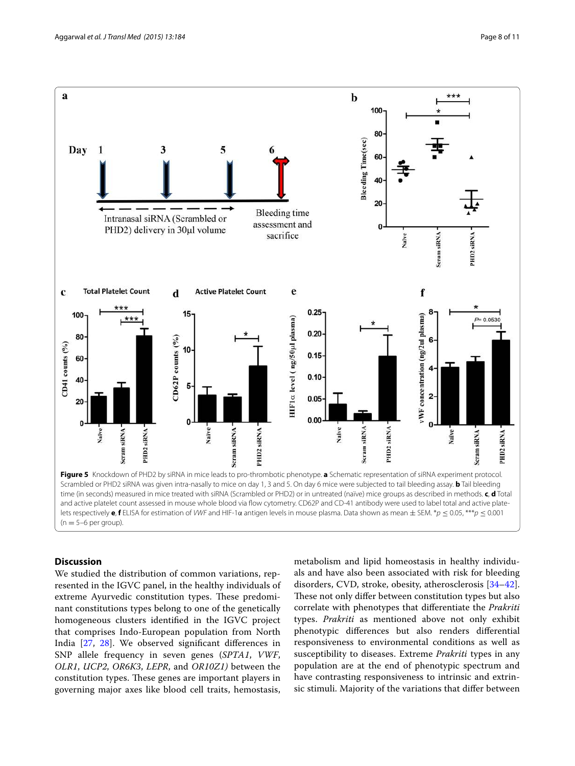**Figure 5** Knockdown of PHD2 by siRNA in mice leads to pro-thrombotic phenotype. **a** Schematic representation of siRNA experiment protocol. Scrambled or PHD2 siRNA was given intra-nasally to mice on day 1, 3 and 5. On day 6 mice were subjected to tail bleeding assay. **b** Tail bleeding time (in seconds) measured in mice treated with siRNA (Scrambled or PHD2) or in untreated (naïve) mice groups as described in methods. **c**, **d** Total and active platelet count assessed in mouse whole blood via flow cytometry. CD62P and CD-41 antibody were used to label total and active platelets respectively **e**, **f** ELISA for estimation of *VWF* and HIF-1α antigen levels in mouse plasma. Data shown as mean ± SEM. *$p \leq 0.05$, ***$p \leq 0.001$ (n = 5–6 per group).

## Discussion

We studied the distribution of common variations, represented in the IGVC panel, in the healthy individuals of extreme Ayurvedic constitution types. These predominant constitutions types belong to one of the genetically homogeneous clusters identified in the IGVC project that comprises Indo-European population from North India [27, 28]. We observed significant differences in SNP allele frequency in seven genes (*SPTA1*, *VWF*, *OLR1*, *UCP2*, *OR6K3*, *LEPR*, and *OR10Z1)* between the constitution types. These genes are important players in governing major axes like blood cell traits, hemostasis, metabolism and lipid homeostasis in healthy individuals and have also been associated with risk for bleeding disorders, CVD, stroke, obesity, atherosclerosis [34–42]. These not only differ between constitution types but also correlate with phenotypes that differentiate the *Prakriti* types. *Prakriti* as mentioned above not only exhibit phenotypic differences but also renders differential responsiveness to environmental conditions as well as susceptibility to diseases. Extreme *Prakriti* types in any population are at the end of phenotypic spectrum and have contrasting responsiveness to intrinsic and extrinsic stimuli. Majority of the variations that differ between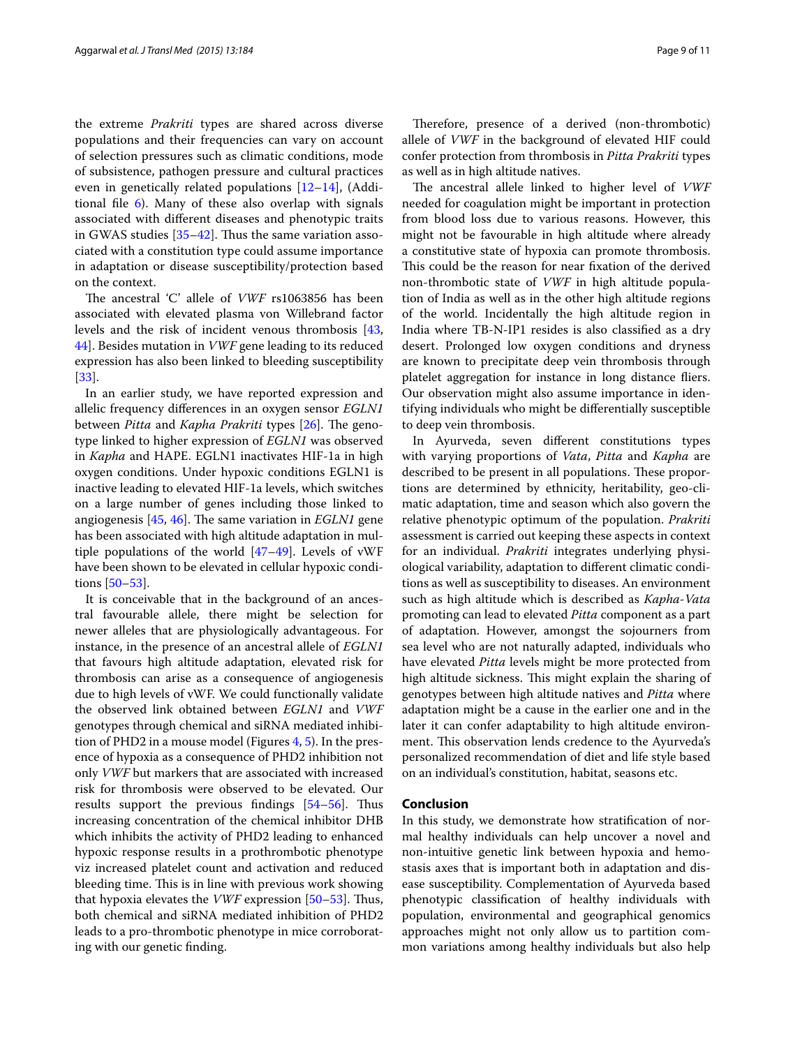the extreme *Prakriti* types are shared across diverse populations and their frequencies can vary on account of selection pressures such as climatic conditions, mode of subsistence, pathogen pressure and cultural practices even in genetically related populations [12–14], (Additional file 6). Many of these also overlap with signals associated with different diseases and phenotypic traits in GWAS studies [35–42]. Thus the same variation associated with a constitution type could assume importance in adaptation or disease susceptibility/protection based on the context.

The ancestral 'C' allele of *VWF* rs1063856 has been associated with elevated plasma von Willebrand factor levels and the risk of incident venous thrombosis [43, 44]. Besides mutation in *VWF* gene leading to its reduced expression has also been linked to bleeding susceptibility [33].

In an earlier study, we have reported expression and allelic frequency differences in an oxygen sensor *EGLN1* between *Pitta* and *Kapha Prakriti* types [26]. The genotype linked to higher expression of *EGLN1* was observed in *Kapha* and HAPE. EGLN1 inactivates HIF-1a in high oxygen conditions. Under hypoxic conditions EGLN1 is inactive leading to elevated HIF-1a levels, which switches on a large number of genes including those linked to angiogenesis [45, 46]. The same variation in *EGLN1* gene has been associated with high altitude adaptation in multiple populations of the world [47–49]. Levels of vWF have been shown to be elevated in cellular hypoxic conditions [50–53].

It is conceivable that in the background of an ancestral favourable allele, there might be selection for newer alleles that are physiologically advantageous. For instance, in the presence of an ancestral allele of *EGLN1* that favours high altitude adaptation, elevated risk for thrombosis can arise as a consequence of angiogenesis due to high levels of vWF. We could functionally validate the observed link obtained between *EGLN1* and *VWF* genotypes through chemical and siRNA mediated inhibition of PHD2 in a mouse model (Figures 4, 5). In the presence of hypoxia as a consequence of PHD2 inhibition not only *VWF* but markers that are associated with increased risk for thrombosis were observed to be elevated. Our results support the previous findings [54–56]. Thus increasing concentration of the chemical inhibitor DHB which inhibits the activity of PHD2 leading to enhanced hypoxic response results in a prothrombotic phenotype viz increased platelet count and activation and reduced bleeding time. This is in line with previous work showing that hypoxia elevates the *VWF* expression [50–53]. Thus, both chemical and siRNA mediated inhibition of PHD2 leads to a pro-thrombotic phenotype in mice corroborating with our genetic finding.

Therefore, presence of a derived (non-thrombotic) allele of *VWF* in the background of elevated HIF could confer protection from thrombosis in *Pitta Prakriti* types as well as in high altitude natives.

The ancestral allele linked to higher level of *VWF* needed for coagulation might be important in protection from blood loss due to various reasons. However, this might not be favourable in high altitude where already a constitutive state of hypoxia can promote thrombosis. This could be the reason for near fixation of the derived non-thrombotic state of *VWF* in high altitude population of India as well as in the other high altitude regions of the world. Incidentally the high altitude region in India where TB-N-IP1 resides is also classified as a dry desert. Prolonged low oxygen conditions and dryness are known to precipitate deep vein thrombosis through platelet aggregation for instance in long distance fliers. Our observation might also assume importance in identifying individuals who might be differentially susceptible to deep vein thrombosis.

In Ayurveda, seven different constitutions types with varying proportions of *Vata*, *Pitta* and *Kapha* are described to be present in all populations. These proportions are determined by ethnicity, heritability, geo-climatic adaptation, time and season which also govern the relative phenotypic optimum of the population. *Prakriti* assessment is carried out keeping these aspects in context for an individual. *Prakriti* integrates underlying physiological variability, adaptation to different climatic conditions as well as susceptibility to diseases. An environment such as high altitude which is described as *Kapha-Vata* promoting can lead to elevated *Pitta* component as a part of adaptation. However, amongst the sojourners from sea level who are not naturally adapted, individuals who have elevated *Pitta* levels might be more protected from high altitude sickness. This might explain the sharing of genotypes between high altitude natives and *Pitta* where adaptation might be a cause in the earlier one and in the later it can confer adaptability to high altitude environment. This observation lends credence to the Ayurveda's personalized recommendation of diet and life style based on an individual's constitution, habitat, seasons etc.

## Conclusion

In this study, we demonstrate how stratification of normal healthy individuals can help uncover a novel and non-intuitive genetic link between hypoxia and hemostasis axes that is important both in adaptation and disease susceptibility. Complementation of Ayurveda based phenotypic classification of healthy individuals with population, environmental and geographical genomics approaches might not only allow us to partition common variations among healthy individuals but also help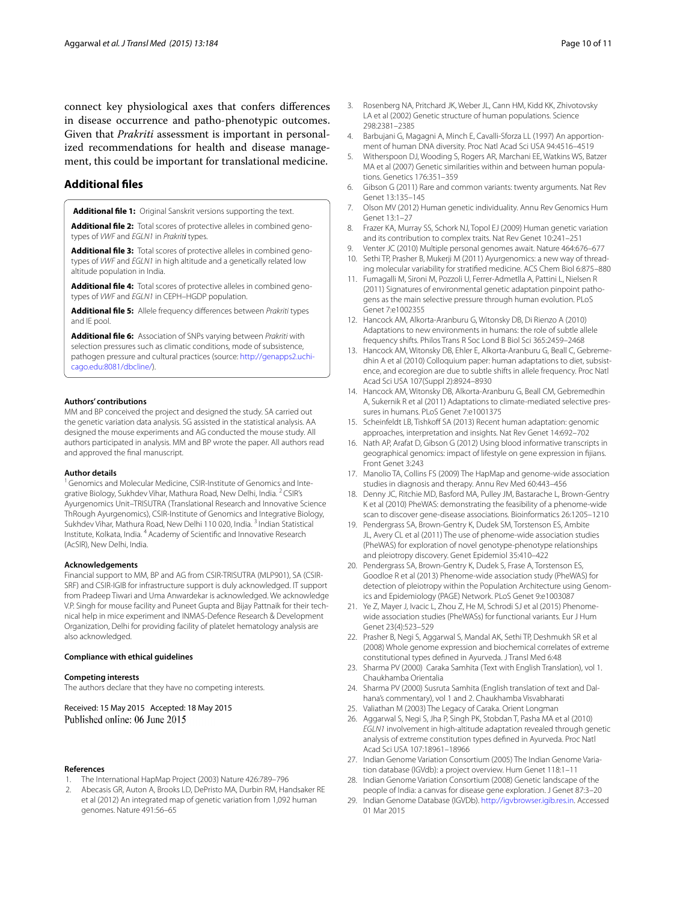connect key physiological axes that confers differences in disease occurrence and patho-phenotypic outcomes. Given that *Prakriti* assessment is important in personalized recommendations for health and disease management, this could be important for translational medicine.

## Additional files

**Additional file 1:** Original Sanskrit versions supporting the text.

**Additional file 2:** Total scores of protective alleles in combined genotypes of *VWF* and *EGLN1* in *Prakriti* types.

**Additional file 3:** Total scores of protective alleles in combined genotypes of *VWF* and *EGLN1* in high altitude and a genetically related low altitude population in India.

**Additional file 4:** Total scores of protective alleles in combined genotypes of *VWF* and *EGLN1* in CEPH–HGDP population.

**Additional file 5:** Allele frequency differences between *Prakriti* types and IE pool.

**Additional file 6:** Association of SNPs varying between *Prakriti* with selection pressures such as climatic conditions, mode of subsistence, pathogen pressure and cultural practices (source: http://genapps2.uchicago.edu:8081/dbcline/).

#### Authors' contributions

MM and BP conceived the project and designed the study. SA carried out the genetic variation data analysis. SG assisted in the statistical analysis. AA designed the mouse experiments and AG conducted the mouse study. All authors participated in analysis. MM and BP wrote the paper. All authors read and approved the final manuscript.

#### Author details

[1] Genomics and Molecular Medicine, CSIR-Institute of Genomics and Integrative Biology, Sukhdev Vihar, Mathura Road, New Delhi, India. [2] CSIR's Ayurgenomics Unit–TRISUTRA (Translational Research and Innovative Science ThRough Ayurgenomics), CSIR-Institute of Genomics and Integrative Biology, Sukhdev Vihar, Mathura Road, New Delhi 110 020, India. [3] Indian Statistical Institute, Kolkata, India. [4] Academy of Scientific and Innovative Research (AcSIR), New Delhi, India.

#### Acknowledgements

Financial support to MM, BP and AG from CSIR-TRISUTRA (MLP901), SA (CSIR-SRF) and CSIR-IGIB for infrastructure support is duly acknowledged. IT support from Pradeep Tiwari and Uma Anwardekar is acknowledged. We acknowledge V.P. Singh for mouse facility and Puneet Gupta and Bijay Pattnaik for their technical help in mice experiment and INMAS-Defence Research & Development Organization, Delhi for providing facility of platelet hematology analysis are also acknowledged.

#### Compliance with ethical guidelines

#### Competing interests

The authors declare that they have no competing interests.

Received: 15 May 2015 Accepted: 18 May 2015
Published online: 06 June 2015

#### References

1. The International HapMap Project (2003) Nature 426:789–796
2. Abecasis GR, Auton A, Brooks LD, DePristo MA, Durbin RM, Handsaker RE et al (2012) An integrated map of genetic variation from 1,092 human genomes. Nature 491:56–65
3. Rosenberg NA, Pritchard JK, Weber JL, Cann HM, Kidd KK, Zhivotovsky LA et al (2002) Genetic structure of human populations. Science 298:2381–2385
4. Barbujani G, Magagni A, Minch E, Cavalli-Sforza LL (1997) An apportionment of human DNA diversity. Proc Natl Acad Sci USA 94:4516–4519
5. Witherspoon DJ, Wooding S, Rogers AR, Marchani EE, Watkins WS, Batzer MA et al (2007) Genetic similarities within and between human populations. Genetics 176:351–359
6. Gibson G (2011) Rare and common variants: twenty arguments. Nat Rev Genet 13:135–145
7. Olson MV (2012) Human genetic individuality. Annu Rev Genomics Hum Genet 13:1–27
8. Frazer KA, Murray SS, Schork NJ, Topol EJ (2009) Human genetic variation and its contribution to complex traits. Nat Rev Genet 10:241–251
9. Venter JC (2010) Multiple personal genomes await. Nature 464:676–677
10. Sethi TP, Prasher B, Mukerji M (2011) Ayurgenomics: a new way of threading molecular variability for stratified medicine. ACS Chem Biol 6:875–880
11. Fumagalli M, Sironi M, Pozzoli U, Ferrer-Admetlla A, Pattini L, Nielsen R (2011) Signatures of environmental genetic adaptation pinpoint pathogens as the main selective pressure through human evolution. PLoS Genet 7:e1002355
12. Hancock AM, Alkorta-Aranburu G, Witonsky DB, Di Rienzo A (2010) Adaptations to new environments in humans: the role of subtle allele frequency shifts. Philos Trans R Soc Lond B Biol Sci 365:2459–2468
13. Hancock AM, Witonsky DB, Ehler E, Alkorta-Aranburu G, Beall C, Gebremedhin A et al (2010) Colloquium paper: human adaptations to diet, subsistence, and ecoregion are due to subtle shifts in allele frequency. Proc Natl Acad Sci USA 107(Suppl 2):8924–8930
14. Hancock AM, Witonsky DB, Alkorta-Aranburu G, Beall CM, Gebremedhin A, Sukernik R et al (2011) Adaptations to climate-mediated selective pressures in humans. PLoS Genet 7:e1001375
15. Scheinfeldt LB, Tishkoff SA (2013) Recent human adaptation: genomic approaches, interpretation and insights. Nat Rev Genet 14:692–702
16. Nath AP, Arafat D, Gibson G (2012) Using blood informative transcripts in geographical genomics: impact of lifestyle on gene expression in fijians. Front Genet 3:243
17. Manolio TA, Collins FS (2009) The HapMap and genome-wide association studies in diagnosis and therapy. Annu Rev Med 60:443–456
18. Denny JC, Ritchie MD, Basford MA, Pulley JM, Bastarache L, Brown-Gentry K et al (2010) PheWAS: demonstrating the feasibility of a phenome-wide scan to discover gene-disease associations. Bioinformatics 26:1205–1210
19. Pendergrass SA, Brown-Gentry K, Dudek SM, Torstenson ES, Ambite JL, Avery CL et al (2011) The use of phenome-wide association studies (PheWAS) for exploration of novel genotype-phenotype relationships and pleiotropy discovery. Genet Epidemiol 35:410–422
20. Pendergrass SA, Brown-Gentry K, Dudek S, Frase A, Torstenson ES, Goodloe R et al (2013) Phenome-wide association study (PheWAS) for detection of pleiotropy within the Population Architecture using Genomics and Epidemiology (PAGE) Network. PLoS Genet 9:e1003087
21. Ye Z, Mayer J, Ivacic L, Zhou Z, He M, Schrodi SJ et al (2015) Phenome-wide association studies (PheWASs) for functional variants. Eur J Hum Genet 23(4):523–529
22. Prasher B, Negi S, Aggarwal S, Mandal AK, Sethi TP, Deshmukh SR et al (2008) Whole genome expression and biochemical correlates of extreme constitutional types defined in Ayurveda. J Transl Med 6:48
23. Sharma PV (2000) Caraka Samhita (Text with English Translation), vol 1. Chaukhamba Orientalia
24. Sharma PV (2000) Susruta Samhita (English translation of text and Dalhana's commentary), vol 1 and 2. Chaukhamba Visvabharati
25. Valiathan M (2003) The Legacy of Caraka. Orient Longman
26. Aggarwal S, Negi S, Jha P, Singh PK, Stobdan T, Pasha MA et al (2010) *EGLN1* involvement in high-altitude adaptation revealed through genetic analysis of extreme constitution types defined in Ayurveda. Proc Natl Acad Sci USA 107:18961–18966
27. Indian Genome Variation Consortium (2005) The Indian Genome Variation database (IGVdb): a project overview. Hum Genet 118:1–11
28. Indian Genome Variation Consortium (2008) Genetic landscape of the people of India: a canvas for disease gene exploration. J Genet 87:3–20
29. Indian Genome Database (IGVDb). http://igvbrowser.igib.res.in. Accessed 01 Mar 2015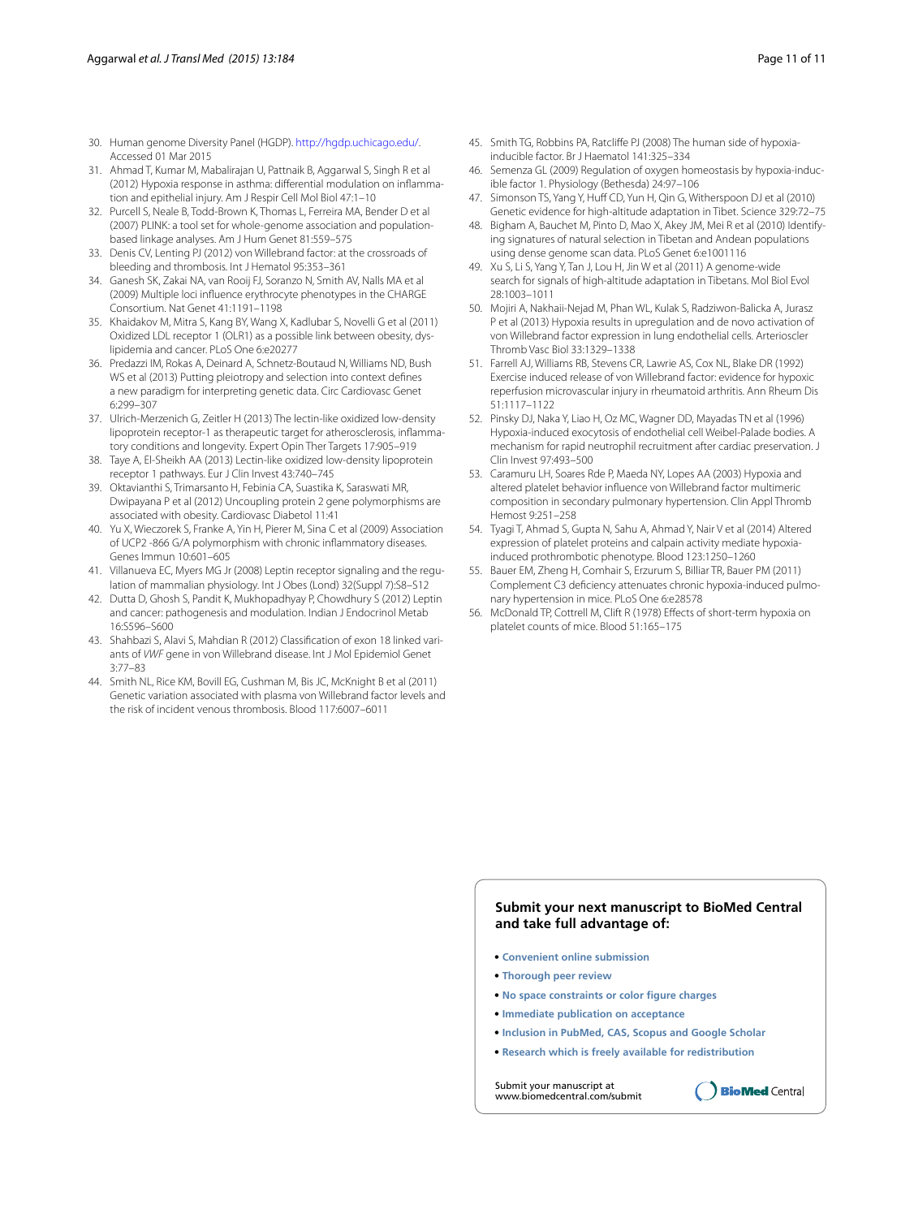30. Human genome Diversity Panel (HGDP). http://hgdp.uchicago.edu/. Accessed 01 Mar 2015
31. Ahmad T, Kumar M, Mabalirajan U, Pattnaik B, Aggarwal S, Singh R et al (2012) Hypoxia response in asthma: differential modulation on inflammation and epithelial injury. Am J Respir Cell Mol Biol 47:1–10
32. Purcell S, Neale B, Todd-Brown K, Thomas L, Ferreira MA, Bender D et al (2007) PLINK: a tool set for whole-genome association and population-based linkage analyses. Am J Hum Genet 81:559–575
33. Denis CV, Lenting PJ (2012) von Willebrand factor: at the crossroads of bleeding and thrombosis. Int J Hematol 95:353–361
34. Ganesh SK, Zakai NA, van Rooij FJ, Soranzo N, Smith AV, Nalls MA et al (2009) Multiple loci influence erythrocyte phenotypes in the CHARGE Consortium. Nat Genet 41:1191–1198
35. Khaidakov M, Mitra S, Kang BY, Wang X, Kadlubar S, Novelli G et al (2011) Oxidized LDL receptor 1 (OLR1) as a possible link between obesity, dyslipidemia and cancer. PLoS One 6:e20277
36. Predazzi IM, Rokas A, Deinard A, Schnetz-Boutaud N, Williams ND, Bush WS et al (2013) Putting pleiotropy and selection into context defines a new paradigm for interpreting genetic data. Circ Cardiovasc Genet 6:299–307
37. Ulrich-Merzenich G, Zeitler H (2013) The lectin-like oxidized low-density lipoprotein receptor-1 as therapeutic target for atherosclerosis, inflammatory conditions and longevity. Expert Opin Ther Targets 17:905–919
38. Taye A, El-Sheikh AA (2013) Lectin-like oxidized low-density lipoprotein receptor 1 pathways. Eur J Clin Invest 43:740–745
39. Oktavianthi S, Trimarsanto H, Febinia CA, Suastika K, Saraswati MR, Dwipayana P et al (2012) Uncoupling protein 2 gene polymorphisms are associated with obesity. Cardiovasc Diabetol 11:41
40. Yu X, Wieczorek S, Franke A, Yin H, Pierer M, Sina C et al (2009) Association of UCP2 -866 G/A polymorphism with chronic inflammatory diseases. Genes Immun 10:601–605
41. Villanueva EC, Myers MG Jr (2008) Leptin receptor signaling and the regulation of mammalian physiology. Int J Obes (Lond) 32(Suppl 7):S8–S12
42. Dutta D, Ghosh S, Pandit K, Mukhopadhyay P, Chowdhury S (2012) Leptin and cancer: pathogenesis and modulation. Indian J Endocrinol Metab 16:S596–S600
43. Shahbazi S, Alavi S, Mahdian R (2012) Classification of exon 18 linked variants of *VWF* gene in von Willebrand disease. Int J Mol Epidemiol Genet 3:77–83
44. Smith NL, Rice KM, Bovill EG, Cushman M, Bis JC, McKnight B et al (2011) Genetic variation associated with plasma von Willebrand factor levels and the risk of incident venous thrombosis. Blood 117:6007–6011
45. Smith TG, Robbins PA, Ratcliffe PJ (2008) The human side of hypoxia-inducible factor. Br J Haematol 141:325–334
46. Semenza GL (2009) Regulation of oxygen homeostasis by hypoxia-inducible factor 1. Physiology (Bethesda) 24:97–106
47. Simonson TS, Yang Y, Huff CD, Yun H, Qin G, Witherspoon DJ et al (2010) Genetic evidence for high-altitude adaptation in Tibet. Science 329:72–75
48. Bigham A, Bauchet M, Pinto D, Mao X, Akey JM, Mei R et al (2010) Identifying signatures of natural selection in Tibetan and Andean populations using dense genome scan data. PLoS Genet 6:e1001116
49. Xu S, Li S, Yang Y, Tan J, Lou H, Jin W et al (2011) A genome-wide search for signals of high-altitude adaptation in Tibetans. Mol Biol Evol 28:1003–1011
50. Mojiri A, Nakhaii-Nejad M, Phan WL, Kulak S, Radziwon-Balicka A, Jurasz P et al (2013) Hypoxia results in upregulation and de novo activation of von Willebrand factor expression in lung endothelial cells. Arterioscler Thromb Vasc Biol 33:1329–1338
51. Farrell AJ, Williams RB, Stevens CR, Lawrie AS, Cox NL, Blake DR (1992) Exercise induced release of von Willebrand factor: evidence for hypoxic reperfusion microvascular injury in rheumatoid arthritis. Ann Rheum Dis 51:1117–1122
52. Pinsky DJ, Naka Y, Liao H, Oz MC, Wagner DD, Mayadas TN et al (1996) Hypoxia-induced exocytosis of endothelial cell Weibel-Palade bodies. A mechanism for rapid neutrophil recruitment after cardiac preservation. J Clin Invest 97:493–500
53. Caramuru LH, Soares Rde P, Maeda NY, Lopes AA (2003) Hypoxia and altered platelet behavior influence von Willebrand factor multimeric composition in secondary pulmonary hypertension. Clin Appl Thromb Hemost 9:251–258
54. Tyagi T, Ahmad S, Gupta N, Sahu A, Ahmad Y, Nair V et al (2014) Altered expression of platelet proteins and calpain activity mediate hypoxia-induced prothrombotic phenotype. Blood 123:1250–1260
55. Bauer EM, Zheng H, Comhair S, Erzurum S, Billiar TR, Bauer PM (2011) Complement C3 deficiency attenuates chronic hypoxia-induced pulmonary hypertension in mice. PLoS One 6:e28578
56. McDonald TP, Cottrell M, Clift R (1978) Effects of short-term hypoxia on platelet counts of mice. Blood 51:165–175

**Submit your next manuscript to BioMed Central and take full advantage of:**

- **Convenient online submission**
- **Thorough peer review**
- **No space constraints or color figure charges**
- **Immediate publication on acceptance**
- **Inclusion in PubMed, CAS, Scopus and Google Scholar**
- **Research which is freely available for redistribution**

Submit your manuscript at
www.biomedcentral.com/submit

BioMed Central